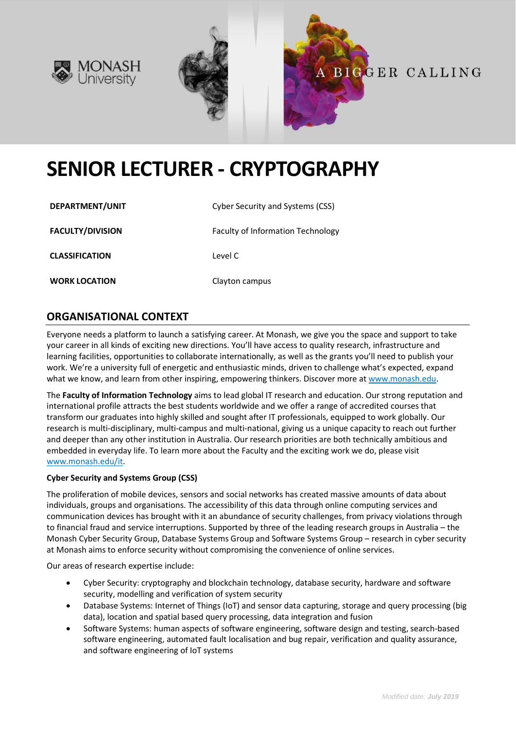# SENIOR LECTURER - CRYPTOGRAPHY

| | |
|---|---|
| **DEPARTMENT/UNIT** | Cyber Security and Systems (CSS) |
| **FACULTY/DIVISION** | Faculty of Information Technology |
| **CLASSIFICATION** | Level C |
| **WORK LOCATION** | Clayton campus |

## ORGANISATIONAL CONTEXT

Everyone needs a platform to launch a satisfying career. At Monash, we give you the space and support to take your career in all kinds of exciting new directions. You'll have access to quality research, infrastructure and learning facilities, opportunities to collaborate internationally, as well as the grants you'll need to publish your work. We're a university full of energetic and enthusiastic minds, driven to challenge what's expected, expand what we know, and learn from other inspiring, empowering thinkers. Discover more at [www.monash.edu](www.monash.edu).

The **Faculty of Information Technology** aims to lead global IT research and education. Our strong reputation and international profile attracts the best students worldwide and we offer a range of accredited courses that transform our graduates into highly skilled and sought after IT professionals, equipped to work globally. Our research is multi-disciplinary, multi-campus and multi-national, giving us a unique capacity to reach out further and deeper than any other institution in Australia. Our research priorities are both technically ambitious and embedded in everyday life. To learn more about the Faculty and the exciting work we do, please visit [www.monash.edu/it](www.monash.edu/it).

**Cyber Security and Systems Group (CSS)**

The proliferation of mobile devices, sensors and social networks has created massive amounts of data about individuals, groups and organisations. The accessibility of this data through online computing services and communication devices has brought with it an abundance of security challenges, from privacy violations through to financial fraud and service interruptions. Supported by three of the leading research groups in Australia – the Monash Cyber Security Group, Database Systems Group and Software Systems Group – research in cyber security at Monash aims to enforce security without compromising the convenience of online services.

Our areas of research expertise include:

- Cyber Security: cryptography and blockchain technology, database security, hardware and software security, modelling and verification of system security
- Database Systems: Internet of Things (IoT) and sensor data capturing, storage and query processing (big data), location and spatial based query processing, data integration and fusion
- Software Systems: human aspects of software engineering, software design and testing, search-based software engineering, automated fault localisation and bug repair, verification and quality assurance, and software engineering of IoT systems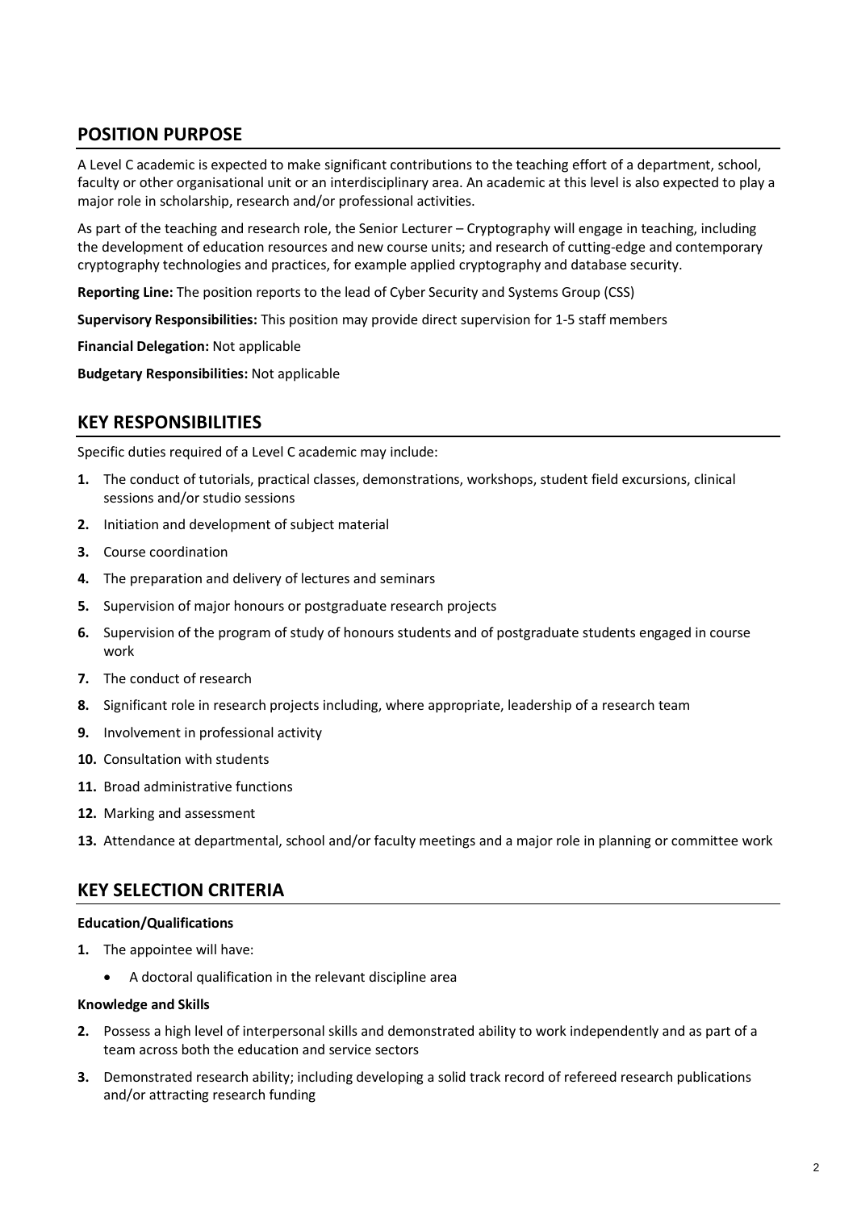## POSITION PURPOSE

A Level C academic is expected to make significant contributions to the teaching effort of a department, school, faculty or other organisational unit or an interdisciplinary area. An academic at this level is also expected to play a major role in scholarship, research and/or professional activities.

As part of the teaching and research role, the Senior Lecturer – Cryptography will engage in teaching, including the development of education resources and new course units; and research of cutting-edge and contemporary cryptography technologies and practices, for example applied cryptography and database security.

**Reporting Line:** The position reports to the lead of Cyber Security and Systems Group (CSS)

**Supervisory Responsibilities:** This position may provide direct supervision for 1-5 staff members

**Financial Delegation:** Not applicable

**Budgetary Responsibilities:** Not applicable

## KEY RESPONSIBILITIES

Specific duties required of a Level C academic may include:

1. The conduct of tutorials, practical classes, demonstrations, workshops, student field excursions, clinical sessions and/or studio sessions
2. Initiation and development of subject material
3. Course coordination
4. The preparation and delivery of lectures and seminars
5. Supervision of major honours or postgraduate research projects
6. Supervision of the program of study of honours students and of postgraduate students engaged in course work
7. The conduct of research
8. Significant role in research projects including, where appropriate, leadership of a research team
9. Involvement in professional activity
10. Consultation with students
11. Broad administrative functions
12. Marking and assessment
13. Attendance at departmental, school and/or faculty meetings and a major role in planning or committee work

## KEY SELECTION CRITERIA

**Education/Qualifications**

1. The appointee will have:
   - A doctoral qualification in the relevant discipline area

**Knowledge and Skills**

2. Possess a high level of interpersonal skills and demonstrated ability to work independently and as part of a team across both the education and service sectors
3. Demonstrated research ability; including developing a solid track record of refereed research publications and/or attracting research funding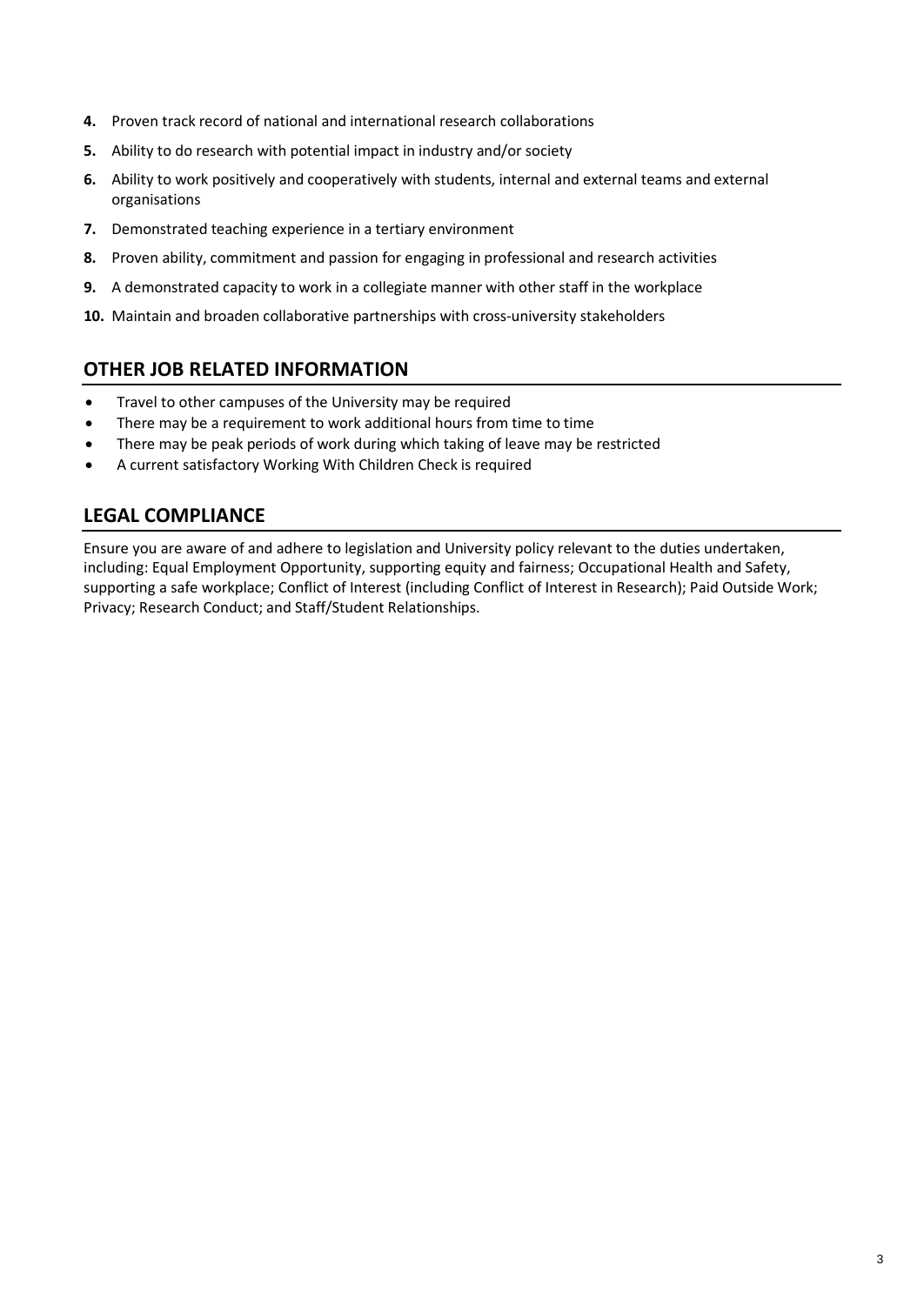4. Proven track record of national and international research collaborations
5. Ability to do research with potential impact in industry and/or society
6. Ability to work positively and cooperatively with students, internal and external teams and external organisations
7. Demonstrated teaching experience in a tertiary environment
8. Proven ability, commitment and passion for engaging in professional and research activities
9. A demonstrated capacity to work in a collegiate manner with other staff in the workplace
10. Maintain and broaden collaborative partnerships with cross-university stakeholders

## OTHER JOB RELATED INFORMATION

- Travel to other campuses of the University may be required
- There may be a requirement to work additional hours from time to time
- There may be peak periods of work during which taking of leave may be restricted
- A current satisfactory Working With Children Check is required

## LEGAL COMPLIANCE

Ensure you are aware of and adhere to legislation and University policy relevant to the duties undertaken, including: Equal Employment Opportunity, supporting equity and fairness; Occupational Health and Safety, supporting a safe workplace; Conflict of Interest (including Conflict of Interest in Research); Paid Outside Work; Privacy; Research Conduct; and Staff/Student Relationships.